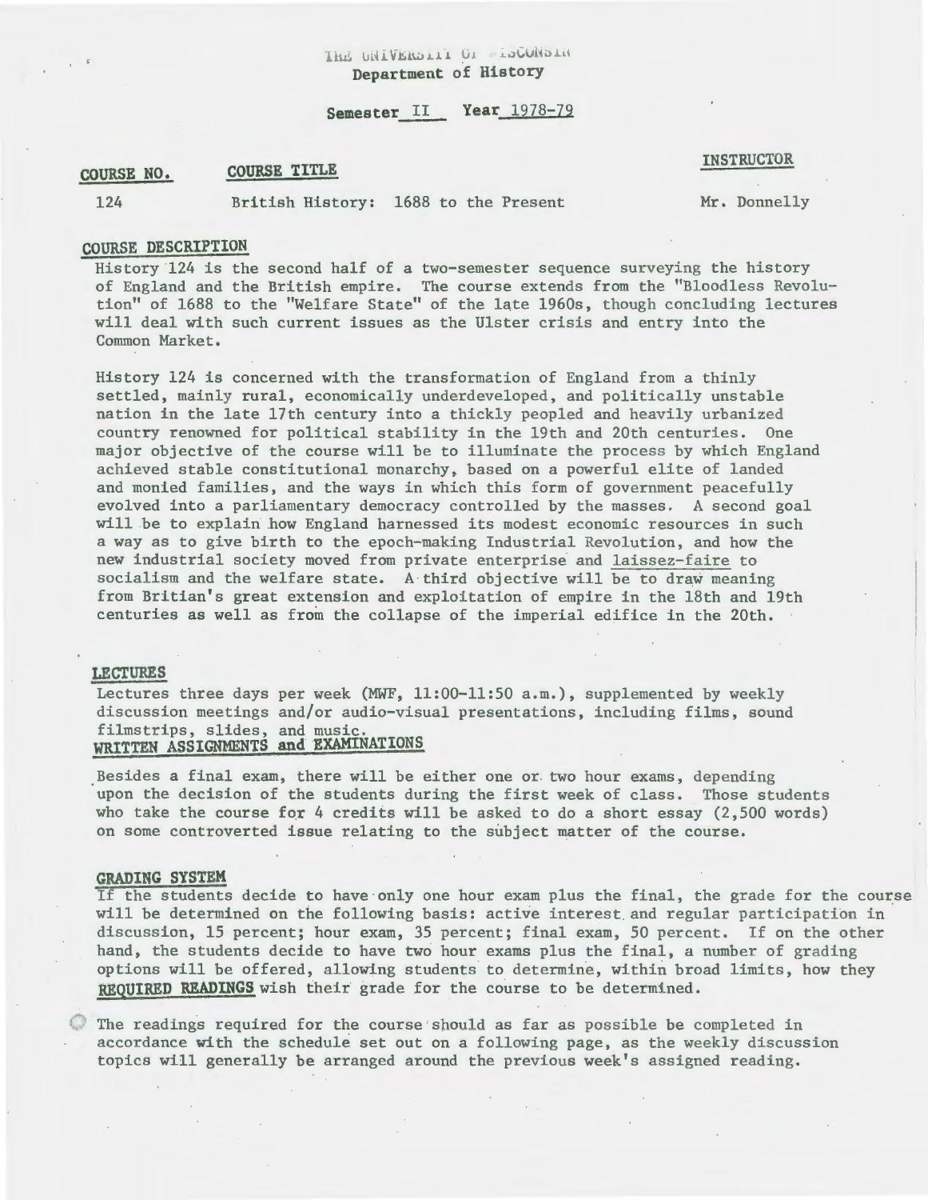THE UNIVERSITY OF WISCONSIN
**Department of History**

**Semester** II **Year** 1978-79

| COURSE NO. | COURSE TITLE | INSTRUCTOR |
| --- | --- | --- |
| 124 | British History: 1688 to the Present | Mr. Donnelly |

## COURSE DESCRIPTION

History 124 is the second half of a two-semester sequence surveying the history of England and the British empire. The course extends from the "Bloodless Revolution" of 1688 to the "Welfare State" of the late 1960s, though concluding lectures will deal with such current issues as the Ulster crisis and entry into the Common Market.

History 124 is concerned with the transformation of England from a thinly settled, mainly rural, economically underdeveloped, and politically unstable nation in the late 17th century into a thickly peopled and heavily urbanized country renowned for political stability in the 19th and 20th centuries. One major objective of the course will be to illuminate the process by which England achieved stable constitutional monarchy, based on a powerful elite of landed and monied families, and the ways in which this form of government peacefully evolved into a parliamentary democracy controlled by the masses. A second goal will be to explain how England harnessed its modest economic resources in such a way as to give birth to the epoch-making Industrial Revolution, and how the new industrial society moved from private enterprise and laissez-faire to socialism and the welfare state. A third objective will be to draw meaning from Britian's great extension and exploitation of empire in the 18th and 19th centuries as well as from the collapse of the imperial edifice in the 20th.

## LECTURES

Lectures three days per week (MWF, 11:00-11:50 a.m.), supplemented by weekly discussion meetings and/or audio-visual presentations, including films, sound filmstrips, slides, and music.

## WRITTEN ASSIGNMENTS and EXAMINATIONS

Besides a final exam, there will be either one or two hour exams, depending upon the decision of the students during the first week of class. Those students who take the course for 4 credits will be asked to do a short essay (2,500 words) on some controverted issue relating to the subject matter of the course.

## GRADING SYSTEM

If the students decide to have only one hour exam plus the final, the grade for the course will be determined on the following basis: active interest and regular participation in discussion, 15 percent; hour exam, 35 percent; final exam, 50 percent. If on the other hand, the students decide to have two hour exams plus the final, a number of grading options will be offered, allowing students to determine, within broad limits, how they wish their grade for the course to be determined.

## REQUIRED READINGS

The readings required for the course should as far as possible be completed in accordance with the schedule set out on a following page, as the weekly discussion topics will generally be arranged around the previous week's assigned reading.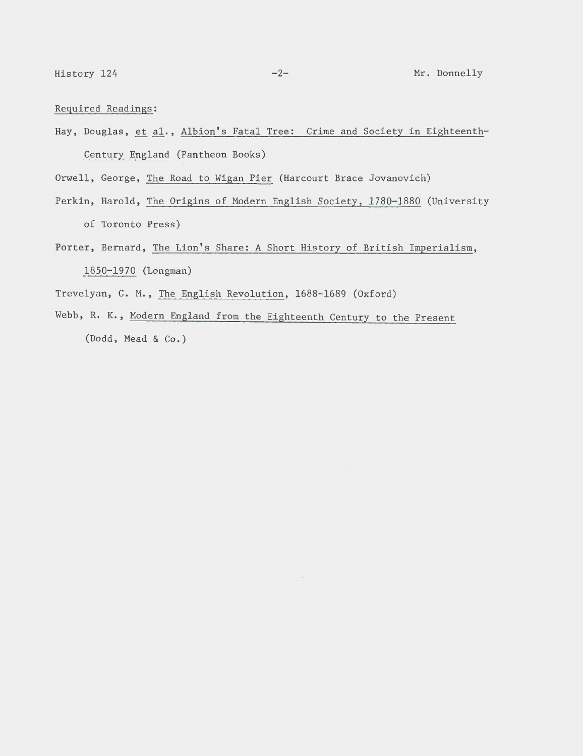Required Readings:

Hay, Douglas, *et al.*, *Albion's Fatal Tree: Crime and Society in Eighteenth-Century England* (Pantheon Books)

Orwell, George, *The Road to Wigan Pier* (Harcourt Brace Jovanovich)

Perkin, Harold, *The Origins of Modern English Society, 1780-1880* (University of Toronto Press)

Porter, Bernard, *The Lion's Share: A Short History of British Imperialism, 1850-1970* (Longman)

Trevelyan, G. M., *The English Revolution*, 1688-1689 (Oxford)

Webb, R. K., *Modern England from the Eighteenth Century to the Present* (Dodd, Mead & Co.)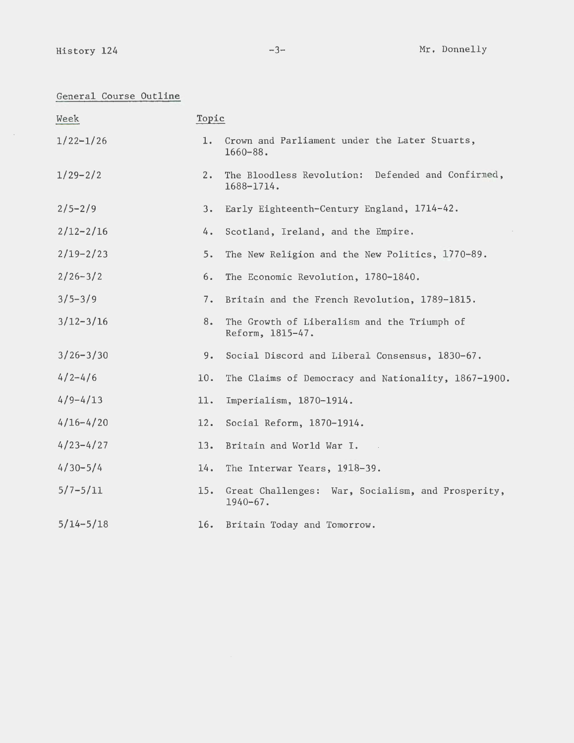General Course Outline

| Week | Topic |
|---|---|
| 1/22-1/26 | 1. Crown and Parliament under the Later Stuarts, 1660-88. |
| 1/29-2/2 | 2. The Bloodless Revolution: Defended and Confirmed, 1688-1714. |
| 2/5-2/9 | 3. Early Eighteenth-Century England, 1714-42. |
| 2/12-2/16 | 4. Scotland, Ireland, and the Empire. |
| 2/19-2/23 | 5. The New Religion and the New Politics, 1770-89. |
| 2/26-3/2 | 6. The Economic Revolution, 1780-1840. |
| 3/5-3/9 | 7. Britain and the French Revolution, 1789-1815. |
| 3/12-3/16 | 8. The Growth of Liberalism and the Triumph of Reform, 1815-47. |
| 3/26-3/30 | 9. Social Discord and Liberal Consensus, 1830-67. |
| 4/2-4/6 | 10. The Claims of Democracy and Nationality, 1867-1900. |
| 4/9-4/13 | 11. Imperialism, 1870-1914. |
| 4/16-4/20 | 12. Social Reform, 1870-1914. |
| 4/23-4/27 | 13. Britain and World War I. |
| 4/30-5/4 | 14. The Interwar Years, 1918-39. |
| 5/7-5/11 | 15. Great Challenges: War, Socialism, and Prosperity, 1940-67. |
| 5/14-5/18 | 16. Britain Today and Tomorrow. |